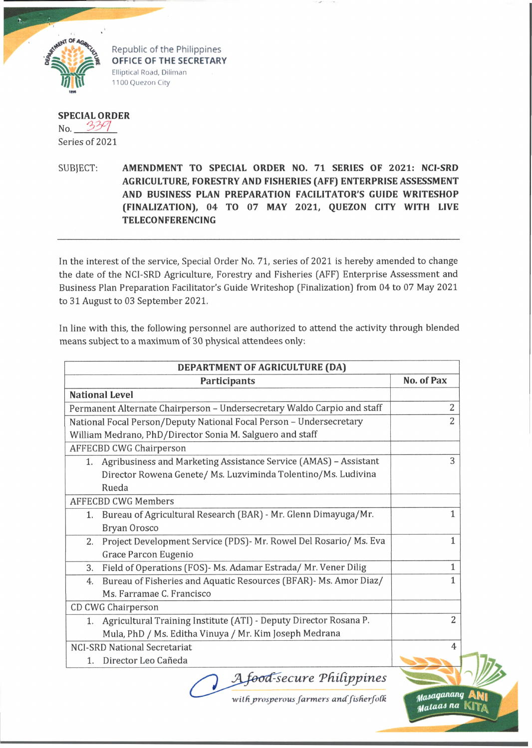Republic of the Philippines
**OFFICE OF THE SECRETARY**
Elliptical Road, Diliman
1100 Quezon City

**SPECIAL ORDER**
No. 339
Series of 2021

SUBJECT: **AMENDMENT TO SPECIAL ORDER NO. 71 SERIES OF 2021: NCI-SRD AGRICULTURE, FORESTRY AND FISHERIES (AFF) ENTERPRISE ASSESSMENT AND BUSINESS PLAN PREPARATION FACILITATOR'S GUIDE WRITESHOP (FINALIZATION), 04 TO 07 MAY 2021, QUEZON CITY WITH LIVE TELECONFERENCING**

---

In the interest of the service, Special Order No. 71, series of 2021 is hereby amended to change the date of the NCI-SRD Agriculture, Forestry and Fisheries (AFF) Enterprise Assessment and Business Plan Preparation Facilitator's Guide Writeshop (Finalization) from 04 to 07 May 2021 to 31 August to 03 September 2021.

In line with this, the following personnel are authorized to attend the activity through blended means subject to a maximum of 30 physical attendees only:

| DEPARTMENT OF AGRICULTURE (DA) | |
|---|---|
| **Participants** | **No. of Pax** |
| **National Level** | |
| Permanent Alternate Chairperson – Undersecretary Waldo Carpio and staff | 2 |
| National Focal Person/Deputy National Focal Person – Undersecretary William Medrano, PhD/Director Sonia M. Salguero and staff | 2 |
| AFFECBD CWG Chairperson | |
| 1. Agribusiness and Marketing Assistance Service (AMAS) – Assistant Director Rowena Genete/ Ms. Luzviminda Tolentino/Ms. Ludivina Rueda | 3 |
| AFFECBD CWG Members | |
| 1. Bureau of Agricultural Research (BAR) - Mr. Glenn Dimayuga/Mr. Bryan Orosco | 1 |
| 2. Project Development Service (PDS)- Mr. Rowel Del Rosario/ Ms. Eva Grace Parcon Eugenio | 1 |
| 3. Field of Operations (FOS)- Ms. Adamar Estrada/ Mr. Vener Dilig | 1 |
| 4. Bureau of Fisheries and Aquatic Resources (BFAR)- Ms. Amor Diaz/ Ms. Farramae C. Francisco | 1 |
| CD CWG Chairperson | |
| 1. Agricultural Training Institute (ATI) - Deputy Director Rosana P. Mula, PhD / Ms. Editha Vinuya / Mr. Kim Joseph Medrana | 2 |
| NCI-SRD National Secretariat | 4 |
| 1. Director Leo Cañeda | |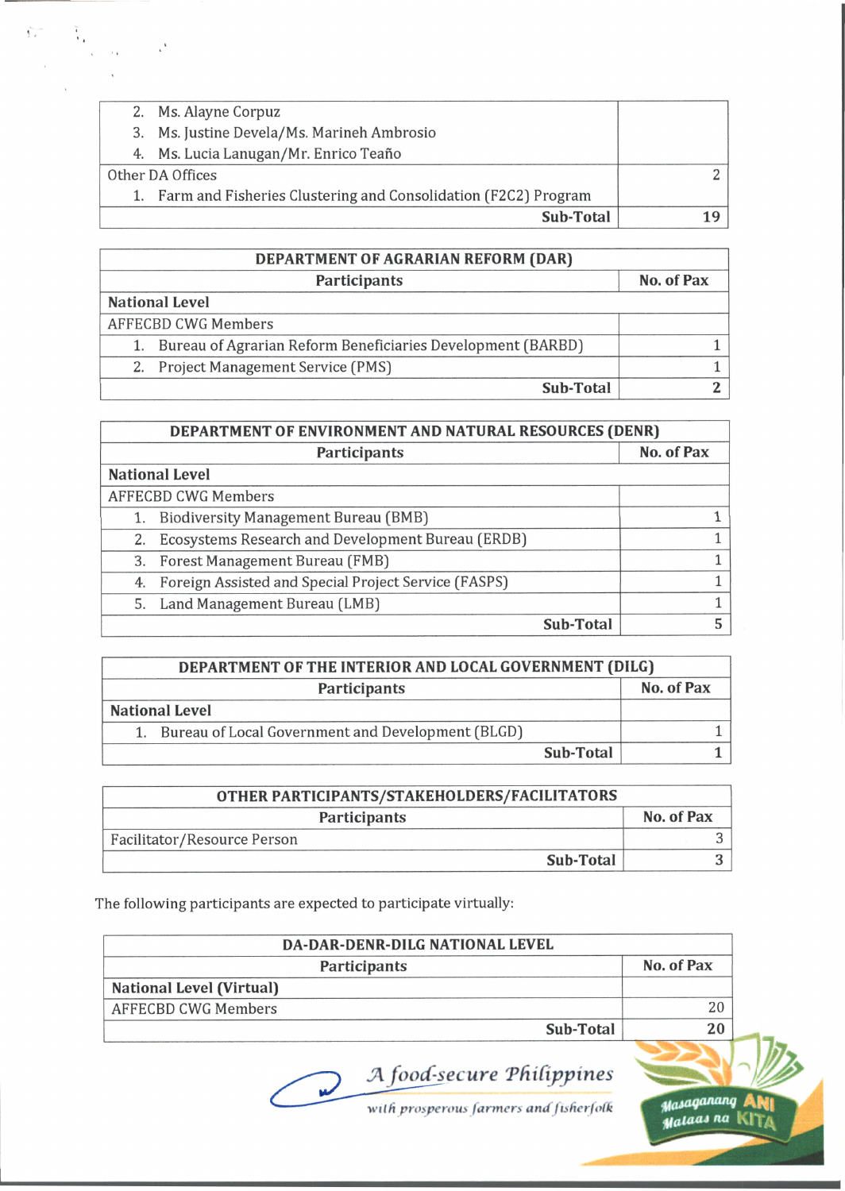| | |
|---|---|
| 2. Ms. Alayne Corpuz<br>3. Ms. Justine Devela/Ms. Marineh Ambrosio<br>4. Ms. Lucia Lanugan/Mr. Enrico Teaño | |
| Other DA Offices<br>1. Farm and Fisheries Clustering and Consolidation (F2C2) Program | 2 |
| **Sub-Total** | **19** |

| DEPARTMENT OF AGRARIAN REFORM (DAR) | |
|---|---|
| **Participants** | **No. of Pax** |
| **National Level** | |
| AFFECBD CWG Members | |
| 1. Bureau of Agrarian Reform Beneficiaries Development (BARBD) | 1 |
| 2. Project Management Service (PMS) | 1 |
| **Sub-Total** | **2** |

| DEPARTMENT OF ENVIRONMENT AND NATURAL RESOURCES (DENR) | |
|---|---|
| **Participants** | **No. of Pax** |
| **National Level** | |
| AFFECBD CWG Members | |
| 1. Biodiversity Management Bureau (BMB) | 1 |
| 2. Ecosystems Research and Development Bureau (ERDB) | 1 |
| 3. Forest Management Bureau (FMB) | 1 |
| 4. Foreign Assisted and Special Project Service (FASPS) | 1 |
| 5. Land Management Bureau (LMB) | 1 |
| **Sub-Total** | **5** |

| DEPARTMENT OF THE INTERIOR AND LOCAL GOVERNMENT (DILG) | |
|---|---|
| **Participants** | **No. of Pax** |
| **National Level** | |
| 1. Bureau of Local Government and Development (BLGD) | 1 |
| **Sub-Total** | **1** |

| OTHER PARTICIPANTS/STAKEHOLDERS/FACILITATORS | |
|---|---|
| **Participants** | **No. of Pax** |
| Facilitator/Resource Person | 3 |
| **Sub-Total** | **3** |

The following participants are expected to participate virtually:

| DA-DAR-DENR-DILG NATIONAL LEVEL | |
|---|---|
| **Participants** | **No. of Pax** |
| **National Level (Virtual)** | |
| AFFECBD CWG Members | 20 |
| **Sub-Total** | **20** |

*A food-secure Philippines*
*with prosperous farmers and fisherfolk*

Masaganang ANI Mataas na KITA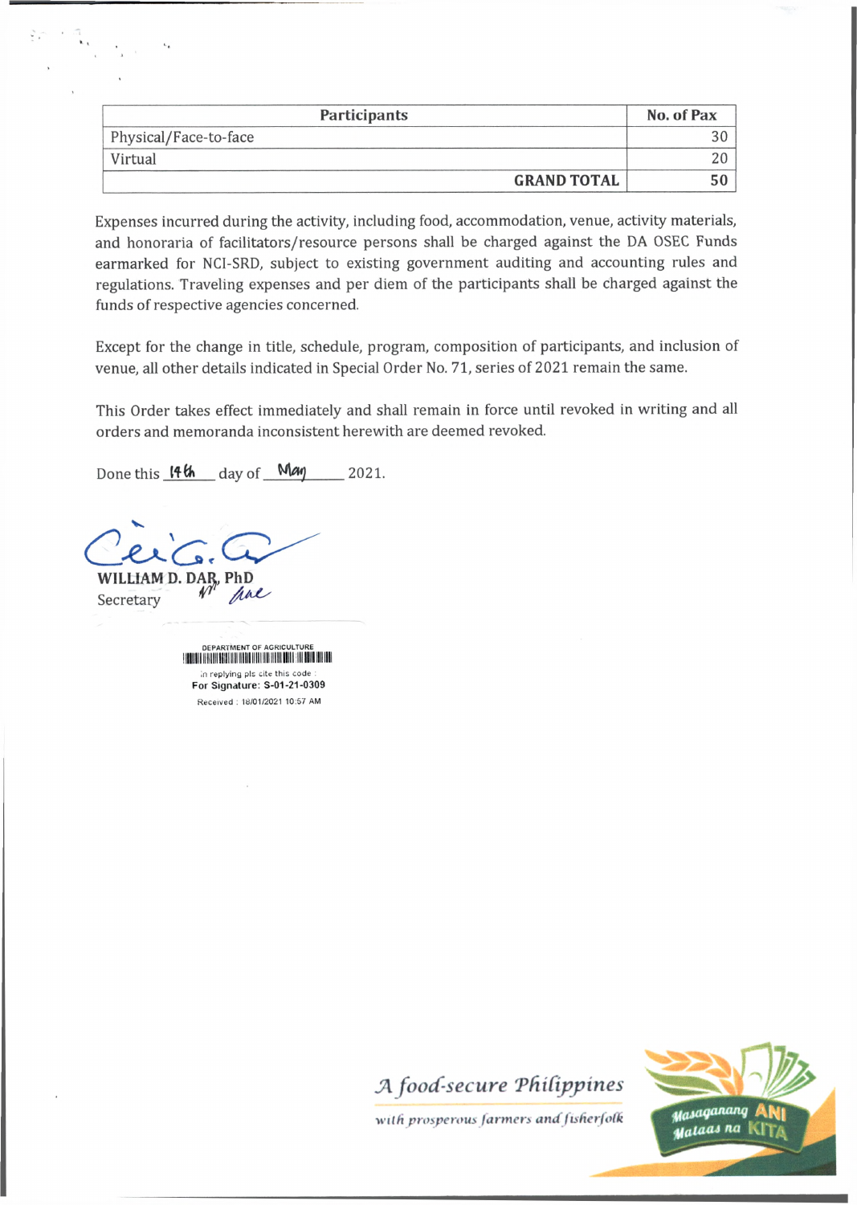| Participants | No. of Pax |
|---|---|
| Physical/Face-to-face | 30 |
| Virtual | 20 |
| **GRAND TOTAL** | **50** |

Expenses incurred during the activity, including food, accommodation, venue, activity materials, and honoraria of facilitators/resource persons shall be charged against the DA OSEC Funds earmarked for NCI-SRD, subject to existing government auditing and accounting rules and regulations. Traveling expenses and per diem of the participants shall be charged against the funds of respective agencies concerned.

Except for the change in title, schedule, program, composition of participants, and inclusion of venue, all other details indicated in Special Order No. 71, series of 2021 remain the same.

This Order takes effect immediately and shall remain in force until revoked in writing and all orders and memoranda inconsistent herewith are deemed revoked.

Done this 14th day of May 2021.

**WILLIAM D. DAR, PhD**
Secretary

DEPARTMENT OF AGRICULTURE
In replying pls cite this code :
**For Signature: S-01-21-0309**
Received : 18/01/2021 10:57 AM

*A food-secure Philippines*
*with prosperous farmers and fisherfolk*

Masaganang ANI Mataas na KITA